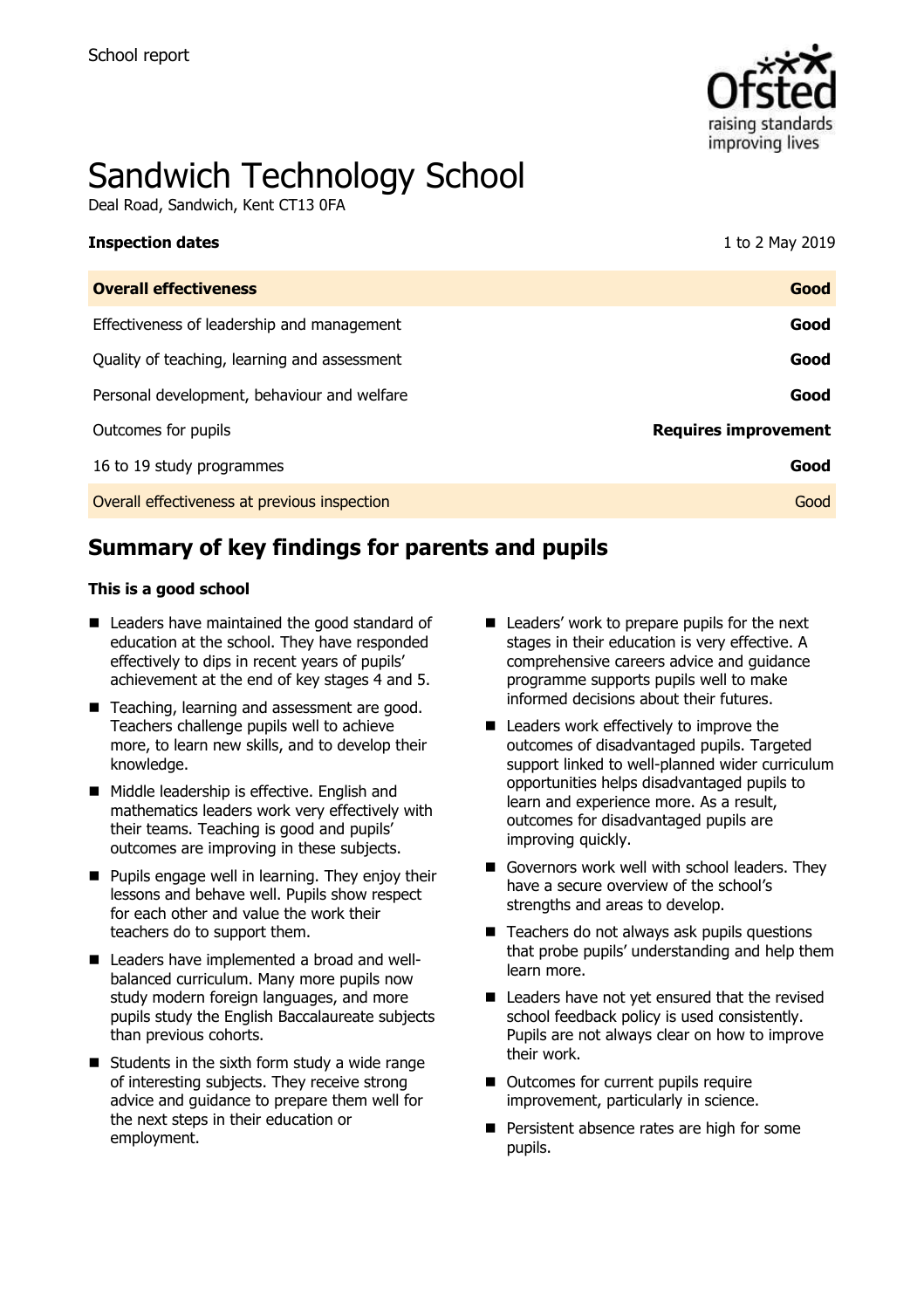School report

# Sandwich Technology School

Deal Road, Sandwich, Kent CT13 0FA

| **Inspection dates** | 1 to 2 May 2019 |
|---|---|
| **Overall effectiveness** | **Good** |
| Effectiveness of leadership and management | **Good** |
| Quality of teaching, learning and assessment | **Good** |
| Personal development, behaviour and welfare | **Good** |
| Outcomes for pupils | **Requires improvement** |
| 16 to 19 study programmes | **Good** |
| Overall effectiveness at previous inspection | Good |

## Summary of key findings for parents and pupils

**This is a good school**

- Leaders have maintained the good standard of education at the school. They have responded effectively to dips in recent years of pupils' achievement at the end of key stages 4 and 5.
- Teaching, learning and assessment are good. Teachers challenge pupils well to achieve more, to learn new skills, and to develop their knowledge.
- Middle leadership is effective. English and mathematics leaders work very effectively with their teams. Teaching is good and pupils' outcomes are improving in these subjects.
- Pupils engage well in learning. They enjoy their lessons and behave well. Pupils show respect for each other and value the work their teachers do to support them.
- Leaders have implemented a broad and well-balanced curriculum. Many more pupils now study modern foreign languages, and more pupils study the English Baccalaureate subjects than previous cohorts.
- Students in the sixth form study a wide range of interesting subjects. They receive strong advice and guidance to prepare them well for the next steps in their education or employment.
- Leaders' work to prepare pupils for the next stages in their education is very effective. A comprehensive careers advice and guidance programme supports pupils well to make informed decisions about their futures.
- Leaders work effectively to improve the outcomes of disadvantaged pupils. Targeted support linked to well-planned wider curriculum opportunities helps disadvantaged pupils to learn and experience more. As a result, outcomes for disadvantaged pupils are improving quickly.
- Governors work well with school leaders. They have a secure overview of the school's strengths and areas to develop.
- Teachers do not always ask pupils questions that probe pupils' understanding and help them learn more.
- Leaders have not yet ensured that the revised school feedback policy is used consistently. Pupils are not always clear on how to improve their work.
- Outcomes for current pupils require improvement, particularly in science.
- Persistent absence rates are high for some pupils.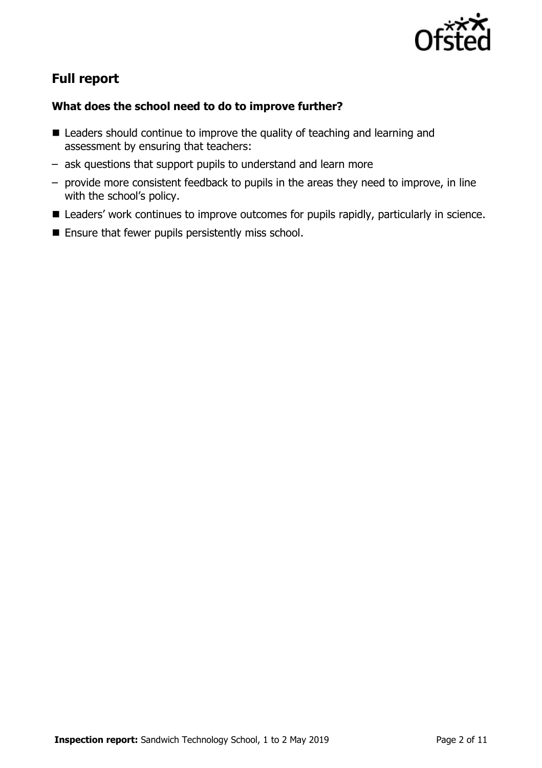## Full report

### What does the school need to do to improve further?

- Leaders should continue to improve the quality of teaching and learning and assessment by ensuring that teachers:
  - ask questions that support pupils to understand and learn more
  - provide more consistent feedback to pupils in the areas they need to improve, in line with the school's policy.
- Leaders' work continues to improve outcomes for pupils rapidly, particularly in science.
- Ensure that fewer pupils persistently miss school.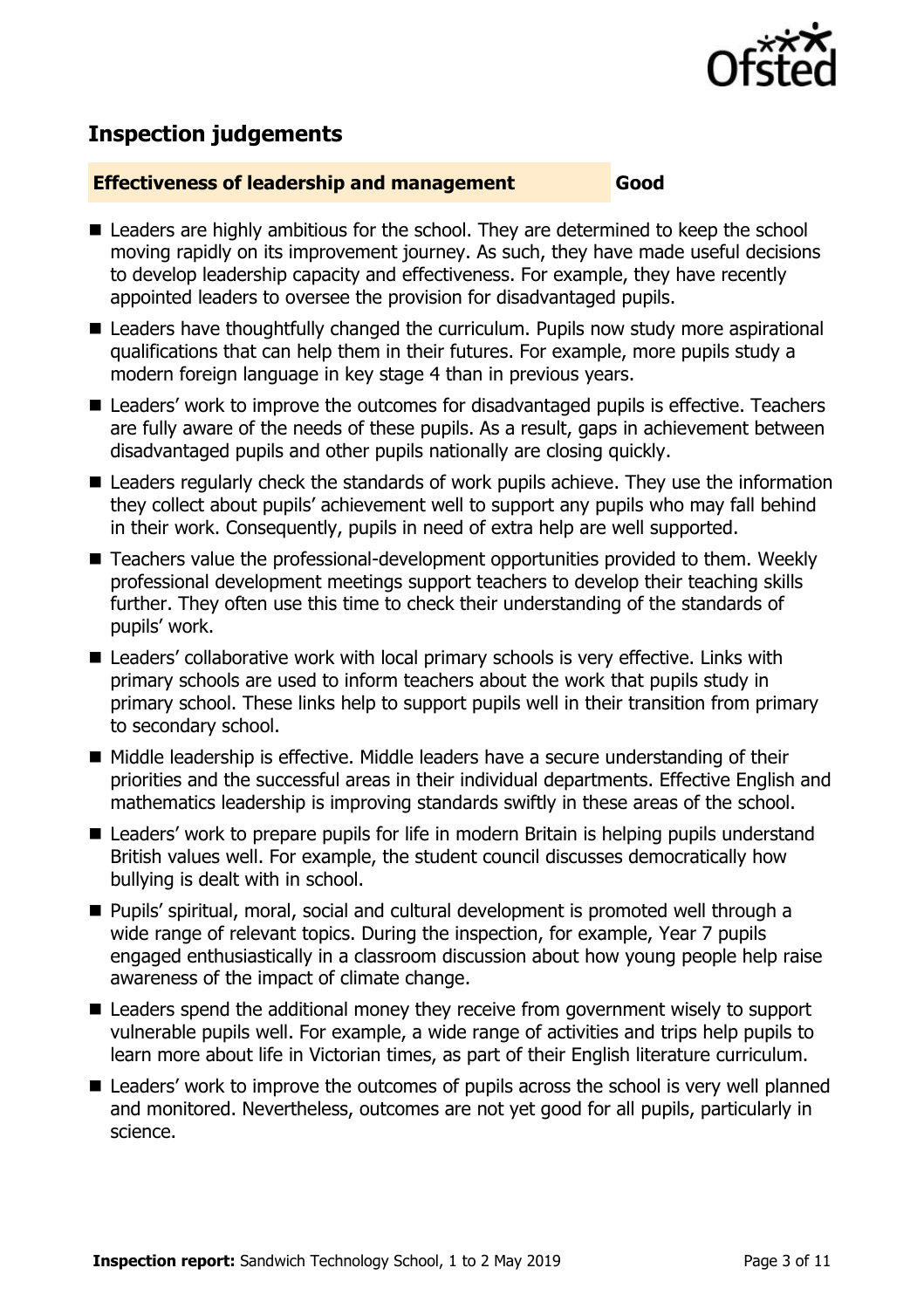## Inspection judgements

**Effectiveness of leadership and management** **Good**

- Leaders are highly ambitious for the school. They are determined to keep the school moving rapidly on its improvement journey. As such, they have made useful decisions to develop leadership capacity and effectiveness. For example, they have recently appointed leaders to oversee the provision for disadvantaged pupils.
- Leaders have thoughtfully changed the curriculum. Pupils now study more aspirational qualifications that can help them in their futures. For example, more pupils study a modern foreign language in key stage 4 than in previous years.
- Leaders' work to improve the outcomes for disadvantaged pupils is effective. Teachers are fully aware of the needs of these pupils. As a result, gaps in achievement between disadvantaged pupils and other pupils nationally are closing quickly.
- Leaders regularly check the standards of work pupils achieve. They use the information they collect about pupils' achievement well to support any pupils who may fall behind in their work. Consequently, pupils in need of extra help are well supported.
- Teachers value the professional-development opportunities provided to them. Weekly professional development meetings support teachers to develop their teaching skills further. They often use this time to check their understanding of the standards of pupils' work.
- Leaders' collaborative work with local primary schools is very effective. Links with primary schools are used to inform teachers about the work that pupils study in primary school. These links help to support pupils well in their transition from primary to secondary school.
- Middle leadership is effective. Middle leaders have a secure understanding of their priorities and the successful areas in their individual departments. Effective English and mathematics leadership is improving standards swiftly in these areas of the school.
- Leaders' work to prepare pupils for life in modern Britain is helping pupils understand British values well. For example, the student council discusses democratically how bullying is dealt with in school.
- Pupils' spiritual, moral, social and cultural development is promoted well through a wide range of relevant topics. During the inspection, for example, Year 7 pupils engaged enthusiastically in a classroom discussion about how young people help raise awareness of the impact of climate change.
- Leaders spend the additional money they receive from government wisely to support vulnerable pupils well. For example, a wide range of activities and trips help pupils to learn more about life in Victorian times, as part of their English literature curriculum.
- Leaders' work to improve the outcomes of pupils across the school is very well planned and monitored. Nevertheless, outcomes are not yet good for all pupils, particularly in science.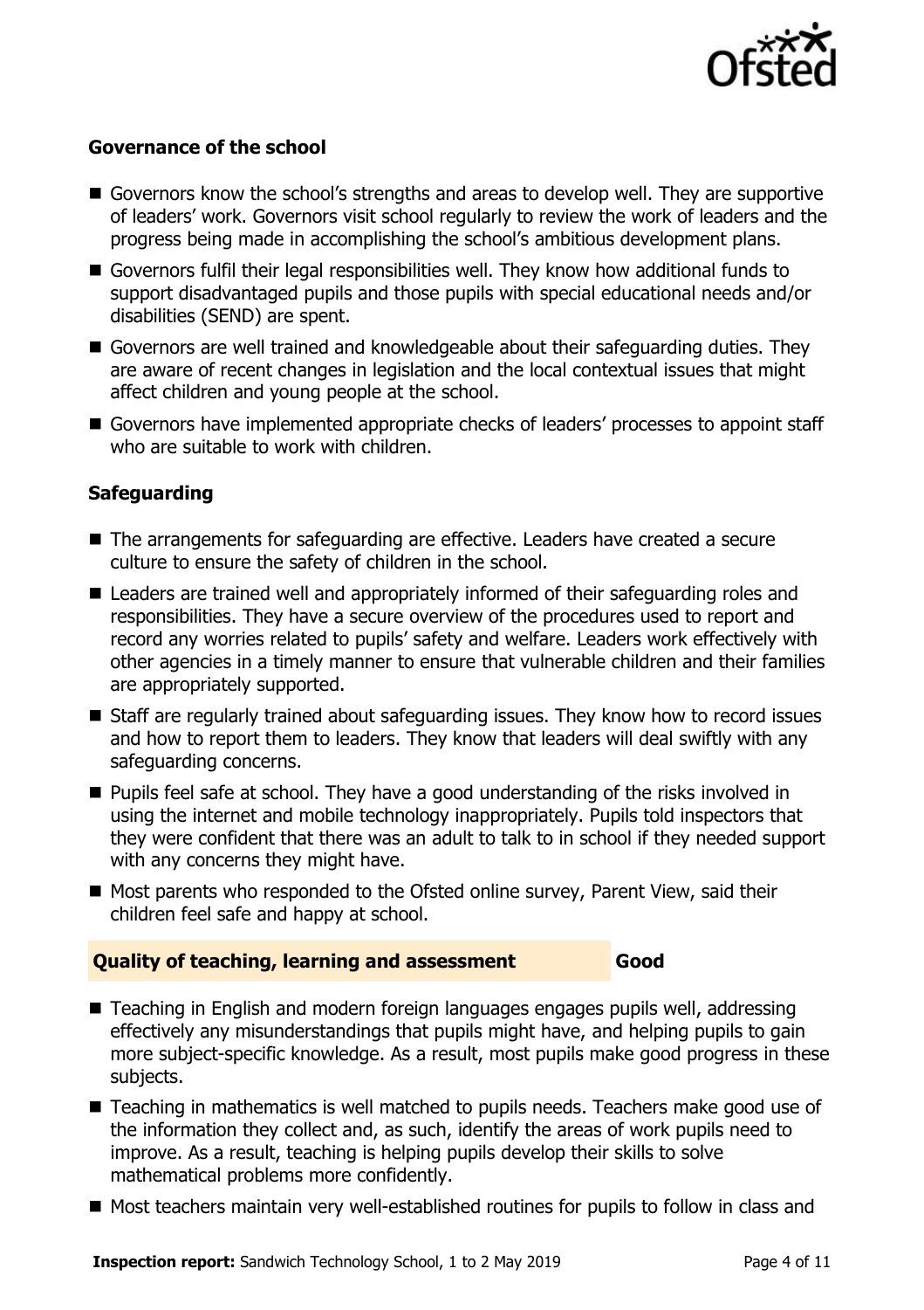### Governance of the school

- Governors know the school's strengths and areas to develop well. They are supportive of leaders' work. Governors visit school regularly to review the work of leaders and the progress being made in accomplishing the school's ambitious development plans.
- Governors fulfil their legal responsibilities well. They know how additional funds to support disadvantaged pupils and those pupils with special educational needs and/or disabilities (SEND) are spent.
- Governors are well trained and knowledgeable about their safeguarding duties. They are aware of recent changes in legislation and the local contextual issues that might affect children and young people at the school.
- Governors have implemented appropriate checks of leaders' processes to appoint staff who are suitable to work with children.

### Safeguarding

- The arrangements for safeguarding are effective. Leaders have created a secure culture to ensure the safety of children in the school.
- Leaders are trained well and appropriately informed of their safeguarding roles and responsibilities. They have a secure overview of the procedures used to report and record any worries related to pupils' safety and welfare. Leaders work effectively with other agencies in a timely manner to ensure that vulnerable children and their families are appropriately supported.
- Staff are regularly trained about safeguarding issues. They know how to record issues and how to report them to leaders. They know that leaders will deal swiftly with any safeguarding concerns.
- Pupils feel safe at school. They have a good understanding of the risks involved in using the internet and mobile technology inappropriately. Pupils told inspectors that they were confident that there was an adult to talk to in school if they needed support with any concerns they might have.
- Most parents who responded to the Ofsted online survey, Parent View, said their children feel safe and happy at school.

### Quality of teaching, learning and assessment — Good

- Teaching in English and modern foreign languages engages pupils well, addressing effectively any misunderstandings that pupils might have, and helping pupils to gain more subject-specific knowledge. As a result, most pupils make good progress in these subjects.
- Teaching in mathematics is well matched to pupils needs. Teachers make good use of the information they collect and, as such, identify the areas of work pupils need to improve. As a result, teaching is helping pupils develop their skills to solve mathematical problems more confidently.
- Most teachers maintain very well-established routines for pupils to follow in class and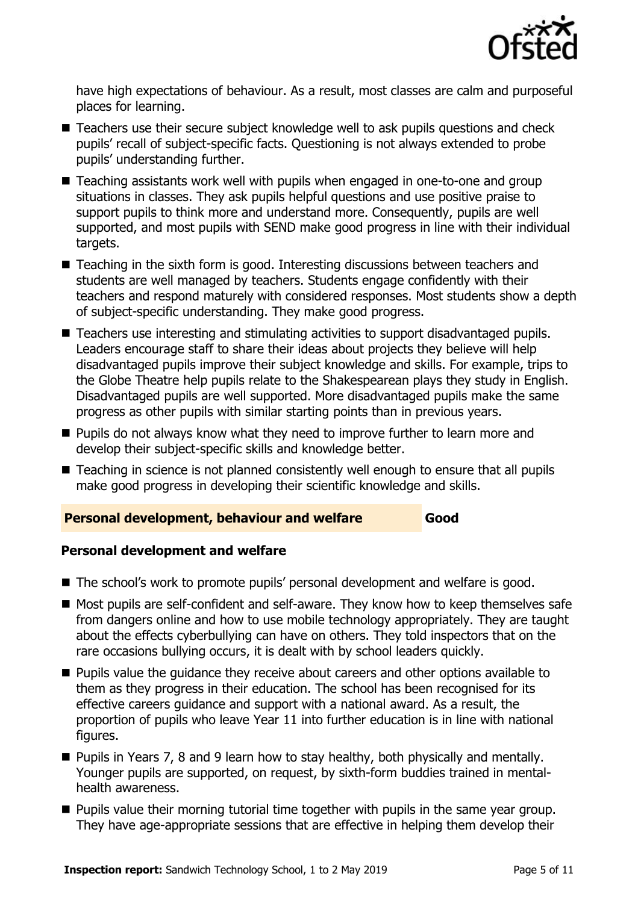have high expectations of behaviour. As a result, most classes are calm and purposeful places for learning.

- Teachers use their secure subject knowledge well to ask pupils questions and check pupils' recall of subject-specific facts. Questioning is not always extended to probe pupils' understanding further.
- Teaching assistants work well with pupils when engaged in one-to-one and group situations in classes. They ask pupils helpful questions and use positive praise to support pupils to think more and understand more. Consequently, pupils are well supported, and most pupils with SEND make good progress in line with their individual targets.
- Teaching in the sixth form is good. Interesting discussions between teachers and students are well managed by teachers. Students engage confidently with their teachers and respond maturely with considered responses. Most students show a depth of subject-specific understanding. They make good progress.
- Teachers use interesting and stimulating activities to support disadvantaged pupils. Leaders encourage staff to share their ideas about projects they believe will help disadvantaged pupils improve their subject knowledge and skills. For example, trips to the Globe Theatre help pupils relate to the Shakespearean plays they study in English. Disadvantaged pupils are well supported. More disadvantaged pupils make the same progress as other pupils with similar starting points than in previous years.
- Pupils do not always know what they need to improve further to learn more and develop their subject-specific skills and knowledge better.
- Teaching in science is not planned consistently well enough to ensure that all pupils make good progress in developing their scientific knowledge and skills.

## Personal development, behaviour and welfare — Good

### Personal development and welfare

- The school's work to promote pupils' personal development and welfare is good.
- Most pupils are self-confident and self-aware. They know how to keep themselves safe from dangers online and how to use mobile technology appropriately. They are taught about the effects cyberbullying can have on others. They told inspectors that on the rare occasions bullying occurs, it is dealt with by school leaders quickly.
- Pupils value the guidance they receive about careers and other options available to them as they progress in their education. The school has been recognised for its effective careers guidance and support with a national award. As a result, the proportion of pupils who leave Year 11 into further education is in line with national figures.
- Pupils in Years 7, 8 and 9 learn how to stay healthy, both physically and mentally. Younger pupils are supported, on request, by sixth-form buddies trained in mental-health awareness.
- Pupils value their morning tutorial time together with pupils in the same year group. They have age-appropriate sessions that are effective in helping them develop their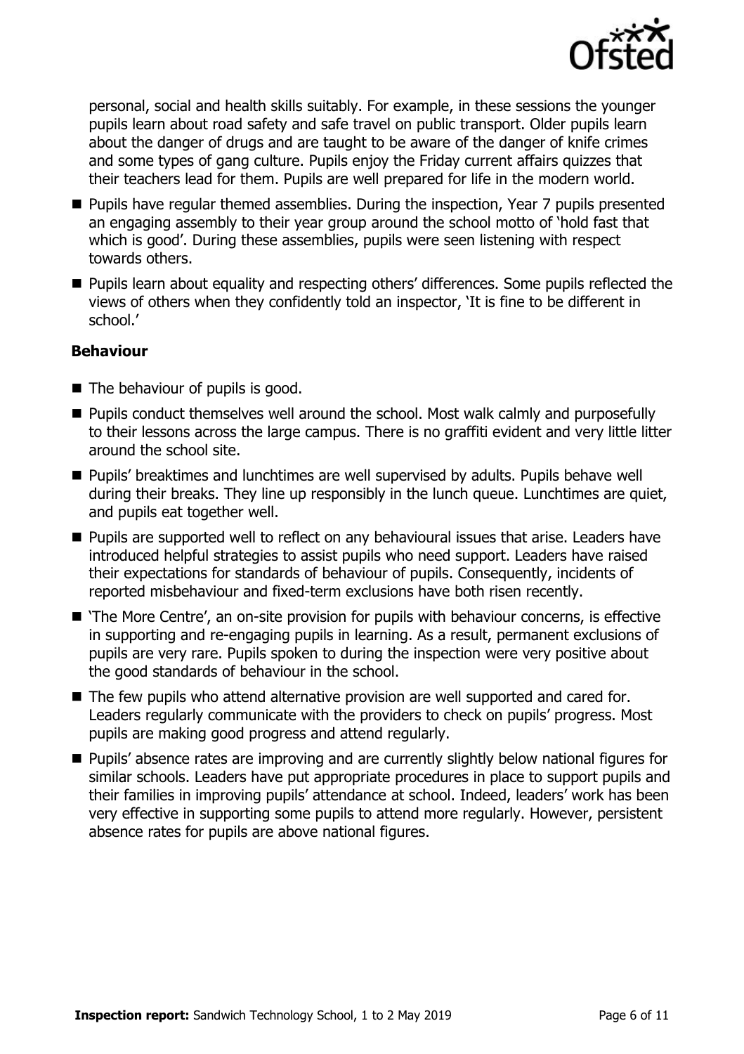personal, social and health skills suitably. For example, in these sessions the younger pupils learn about road safety and safe travel on public transport. Older pupils learn about the danger of drugs and are taught to be aware of the danger of knife crimes and some types of gang culture. Pupils enjoy the Friday current affairs quizzes that their teachers lead for them. Pupils are well prepared for life in the modern world.

- Pupils have regular themed assemblies. During the inspection, Year 7 pupils presented an engaging assembly to their year group around the school motto of 'hold fast that which is good'. During these assemblies, pupils were seen listening with respect towards others.
- Pupils learn about equality and respecting others' differences. Some pupils reflected the views of others when they confidently told an inspector, 'It is fine to be different in school.'

### Behaviour

- The behaviour of pupils is good.
- Pupils conduct themselves well around the school. Most walk calmly and purposefully to their lessons across the large campus. There is no graffiti evident and very little litter around the school site.
- Pupils' breaktimes and lunchtimes are well supervised by adults. Pupils behave well during their breaks. They line up responsibly in the lunch queue. Lunchtimes are quiet, and pupils eat together well.
- Pupils are supported well to reflect on any behavioural issues that arise. Leaders have introduced helpful strategies to assist pupils who need support. Leaders have raised their expectations for standards of behaviour of pupils. Consequently, incidents of reported misbehaviour and fixed-term exclusions have both risen recently.
- 'The More Centre', an on-site provision for pupils with behaviour concerns, is effective in supporting and re-engaging pupils in learning. As a result, permanent exclusions of pupils are very rare. Pupils spoken to during the inspection were very positive about the good standards of behaviour in the school.
- The few pupils who attend alternative provision are well supported and cared for. Leaders regularly communicate with the providers to check on pupils' progress. Most pupils are making good progress and attend regularly.
- Pupils' absence rates are improving and are currently slightly below national figures for similar schools. Leaders have put appropriate procedures in place to support pupils and their families in improving pupils' attendance at school. Indeed, leaders' work has been very effective in supporting some pupils to attend more regularly. However, persistent absence rates for pupils are above national figures.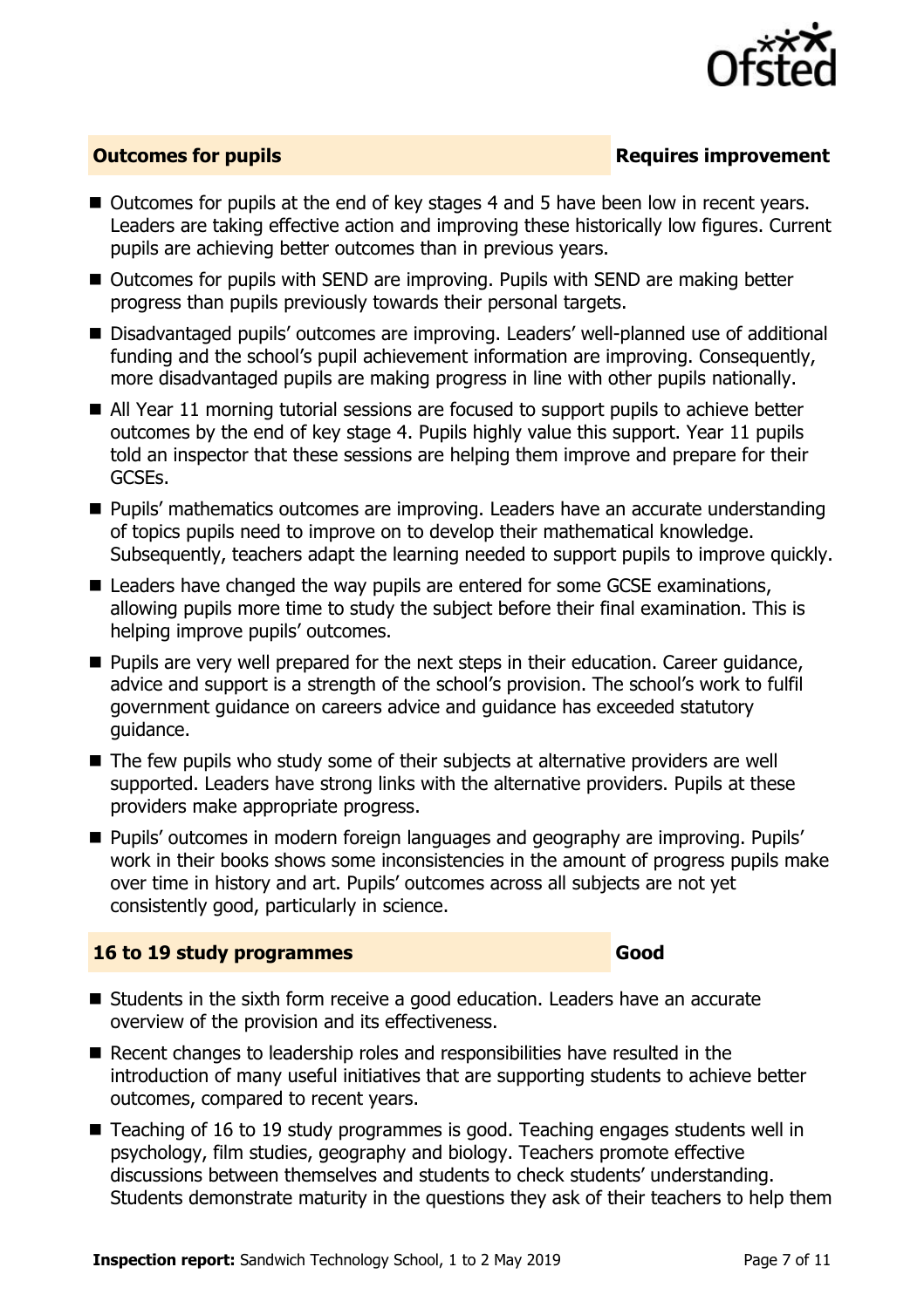## Outcomes for pupils — Requires improvement

- Outcomes for pupils at the end of key stages 4 and 5 have been low in recent years. Leaders are taking effective action and improving these historically low figures. Current pupils are achieving better outcomes than in previous years.
- Outcomes for pupils with SEND are improving. Pupils with SEND are making better progress than pupils previously towards their personal targets.
- Disadvantaged pupils' outcomes are improving. Leaders' well-planned use of additional funding and the school's pupil achievement information are improving. Consequently, more disadvantaged pupils are making progress in line with other pupils nationally.
- All Year 11 morning tutorial sessions are focused to support pupils to achieve better outcomes by the end of key stage 4. Pupils highly value this support. Year 11 pupils told an inspector that these sessions are helping them improve and prepare for their GCSEs.
- Pupils' mathematics outcomes are improving. Leaders have an accurate understanding of topics pupils need to improve on to develop their mathematical knowledge. Subsequently, teachers adapt the learning needed to support pupils to improve quickly.
- Leaders have changed the way pupils are entered for some GCSE examinations, allowing pupils more time to study the subject before their final examination. This is helping improve pupils' outcomes.
- Pupils are very well prepared for the next steps in their education. Career guidance, advice and support is a strength of the school's provision. The school's work to fulfil government guidance on careers advice and guidance has exceeded statutory guidance.
- The few pupils who study some of their subjects at alternative providers are well supported. Leaders have strong links with the alternative providers. Pupils at these providers make appropriate progress.
- Pupils' outcomes in modern foreign languages and geography are improving. Pupils' work in their books shows some inconsistencies in the amount of progress pupils make over time in history and art. Pupils' outcomes across all subjects are not yet consistently good, particularly in science.

## 16 to 19 study programmes — Good

- Students in the sixth form receive a good education. Leaders have an accurate overview of the provision and its effectiveness.
- Recent changes to leadership roles and responsibilities have resulted in the introduction of many useful initiatives that are supporting students to achieve better outcomes, compared to recent years.
- Teaching of 16 to 19 study programmes is good. Teaching engages students well in psychology, film studies, geography and biology. Teachers promote effective discussions between themselves and students to check students' understanding. Students demonstrate maturity in the questions they ask of their teachers to help them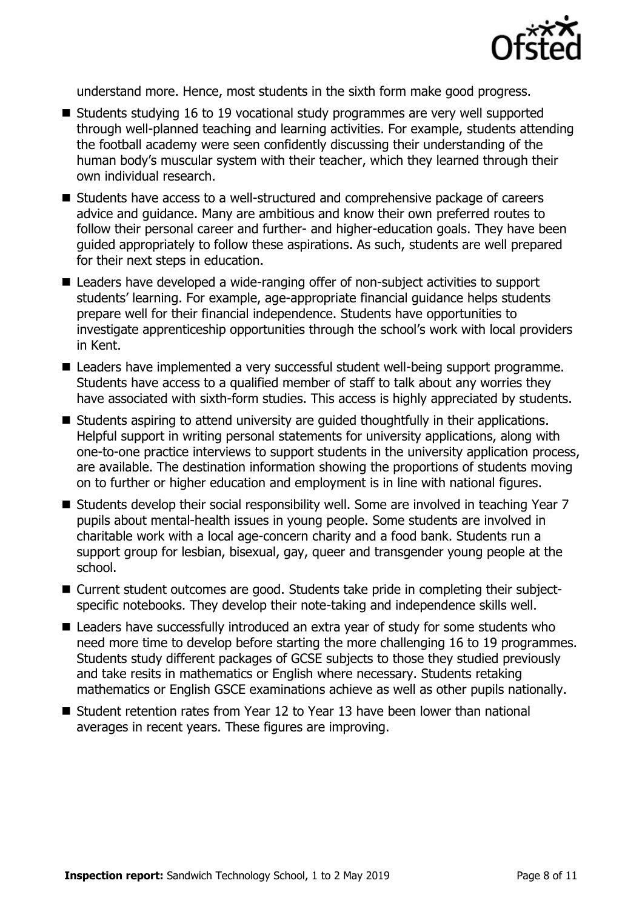understand more. Hence, most students in the sixth form make good progress.

- Students studying 16 to 19 vocational study programmes are very well supported through well-planned teaching and learning activities. For example, students attending the football academy were seen confidently discussing their understanding of the human body's muscular system with their teacher, which they learned through their own individual research.
- Students have access to a well-structured and comprehensive package of careers advice and guidance. Many are ambitious and know their own preferred routes to follow their personal career and further- and higher-education goals. They have been guided appropriately to follow these aspirations. As such, students are well prepared for their next steps in education.
- Leaders have developed a wide-ranging offer of non-subject activities to support students' learning. For example, age-appropriate financial guidance helps students prepare well for their financial independence. Students have opportunities to investigate apprenticeship opportunities through the school's work with local providers in Kent.
- Leaders have implemented a very successful student well-being support programme. Students have access to a qualified member of staff to talk about any worries they have associated with sixth-form studies. This access is highly appreciated by students.
- Students aspiring to attend university are guided thoughtfully in their applications. Helpful support in writing personal statements for university applications, along with one-to-one practice interviews to support students in the university application process, are available. The destination information showing the proportions of students moving on to further or higher education and employment is in line with national figures.
- Students develop their social responsibility well. Some are involved in teaching Year 7 pupils about mental-health issues in young people. Some students are involved in charitable work with a local age-concern charity and a food bank. Students run a support group for lesbian, bisexual, gay, queer and transgender young people at the school.
- Current student outcomes are good. Students take pride in completing their subject-specific notebooks. They develop their note-taking and independence skills well.
- Leaders have successfully introduced an extra year of study for some students who need more time to develop before starting the more challenging 16 to 19 programmes. Students study different packages of GCSE subjects to those they studied previously and take resits in mathematics or English where necessary. Students retaking mathematics or English GSCE examinations achieve as well as other pupils nationally.
- Student retention rates from Year 12 to Year 13 have been lower than national averages in recent years. These figures are improving.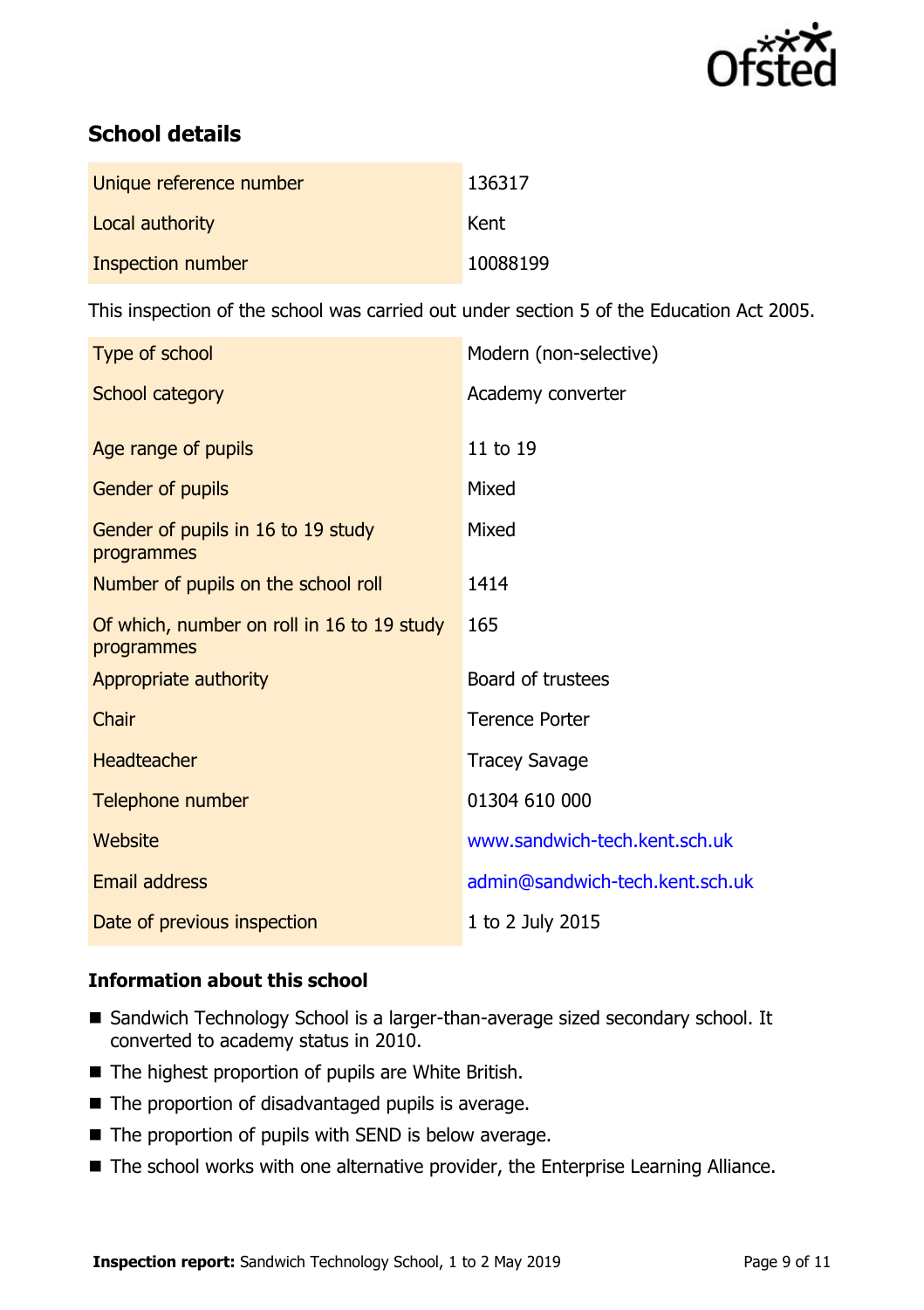## School details

| | |
|---|---|
| Unique reference number | 136317 |
| Local authority | Kent |
| Inspection number | 10088199 |

This inspection of the school was carried out under section 5 of the Education Act 2005.

| | |
|---|---|
| Type of school | Modern (non-selective) |
| School category | Academy converter |
| Age range of pupils | 11 to 19 |
| Gender of pupils | Mixed |
| Gender of pupils in 16 to 19 study programmes | Mixed |
| Number of pupils on the school roll | 1414 |
| Of which, number on roll in 16 to 19 study programmes | 165 |
| Appropriate authority | Board of trustees |
| Chair | Terence Porter |
| Headteacher | Tracey Savage |
| Telephone number | 01304 610 000 |
| Website | www.sandwich-tech.kent.sch.uk |
| Email address | admin@sandwich-tech.kent.sch.uk |
| Date of previous inspection | 1 to 2 July 2015 |

### Information about this school

- Sandwich Technology School is a larger-than-average sized secondary school. It converted to academy status in 2010.
- The highest proportion of pupils are White British.
- The proportion of disadvantaged pupils is average.
- The proportion of pupils with SEND is below average.
- The school works with one alternative provider, the Enterprise Learning Alliance.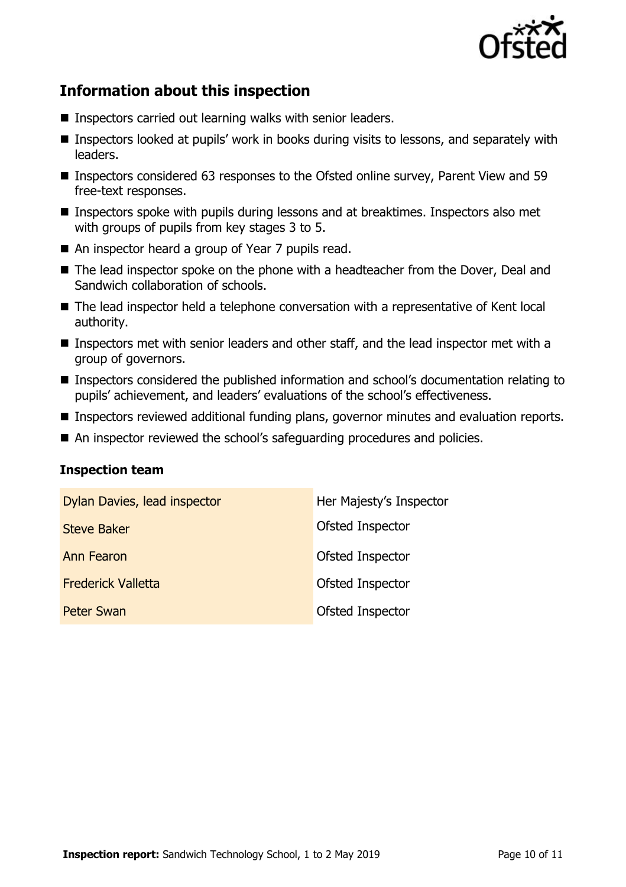## Information about this inspection

- Inspectors carried out learning walks with senior leaders.
- Inspectors looked at pupils' work in books during visits to lessons, and separately with leaders.
- Inspectors considered 63 responses to the Ofsted online survey, Parent View and 59 free-text responses.
- Inspectors spoke with pupils during lessons and at breaktimes. Inspectors also met with groups of pupils from key stages 3 to 5.
- An inspector heard a group of Year 7 pupils read.
- The lead inspector spoke on the phone with a headteacher from the Dover, Deal and Sandwich collaboration of schools.
- The lead inspector held a telephone conversation with a representative of Kent local authority.
- Inspectors met with senior leaders and other staff, and the lead inspector met with a group of governors.
- Inspectors considered the published information and school's documentation relating to pupils' achievement, and leaders' evaluations of the school's effectiveness.
- Inspectors reviewed additional funding plans, governor minutes and evaluation reports.
- An inspector reviewed the school's safeguarding procedures and policies.

### Inspection team

| | |
|---|---|
| Dylan Davies, lead inspector | Her Majesty's Inspector |
| Steve Baker | Ofsted Inspector |
| Ann Fearon | Ofsted Inspector |
| Frederick Valletta | Ofsted Inspector |
| Peter Swan | Ofsted Inspector |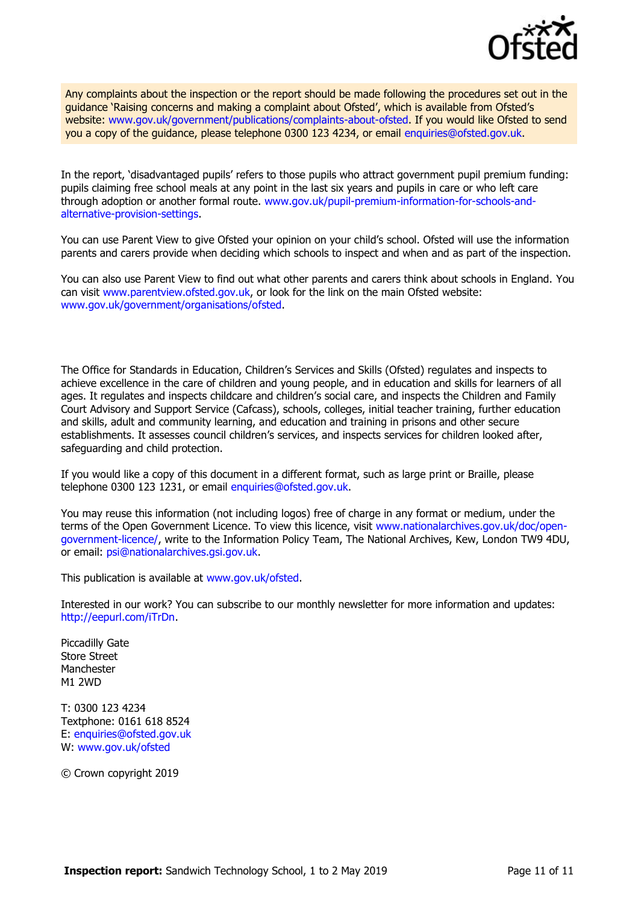Any complaints about the inspection or the report should be made following the procedures set out in the guidance 'Raising concerns and making a complaint about Ofsted', which is available from Ofsted's website: www.gov.uk/government/publications/complaints-about-ofsted. If you would like Ofsted to send you a copy of the guidance, please telephone 0300 123 4234, or email enquiries@ofsted.gov.uk.

In the report, 'disadvantaged pupils' refers to those pupils who attract government pupil premium funding: pupils claiming free school meals at any point in the last six years and pupils in care or who left care through adoption or another formal route. www.gov.uk/pupil-premium-information-for-schools-and-alternative-provision-settings.

You can use Parent View to give Ofsted your opinion on your child's school. Ofsted will use the information parents and carers provide when deciding which schools to inspect and when and as part of the inspection.

You can also use Parent View to find out what other parents and carers think about schools in England. You can visit www.parentview.ofsted.gov.uk, or look for the link on the main Ofsted website: www.gov.uk/government/organisations/ofsted.

The Office for Standards in Education, Children's Services and Skills (Ofsted) regulates and inspects to achieve excellence in the care of children and young people, and in education and skills for learners of all ages. It regulates and inspects childcare and children's social care, and inspects the Children and Family Court Advisory and Support Service (Cafcass), schools, colleges, initial teacher training, further education and skills, adult and community learning, and education and training in prisons and other secure establishments. It assesses council children's services, and inspects services for children looked after, safeguarding and child protection.

If you would like a copy of this document in a different format, such as large print or Braille, please telephone 0300 123 1231, or email enquiries@ofsted.gov.uk.

You may reuse this information (not including logos) free of charge in any format or medium, under the terms of the Open Government Licence. To view this licence, visit www.nationalarchives.gov.uk/doc/open-government-licence/, write to the Information Policy Team, The National Archives, Kew, London TW9 4DU, or email: psi@nationalarchives.gsi.gov.uk.

This publication is available at www.gov.uk/ofsted.

Interested in our work? You can subscribe to our monthly newsletter for more information and updates: http://eepurl.com/iTrDn.

Piccadilly Gate
Store Street
Manchester
M1 2WD

T: 0300 123 4234
Textphone: 0161 618 8524
E: enquiries@ofsted.gov.uk
W: www.gov.uk/ofsted

© Crown copyright 2019